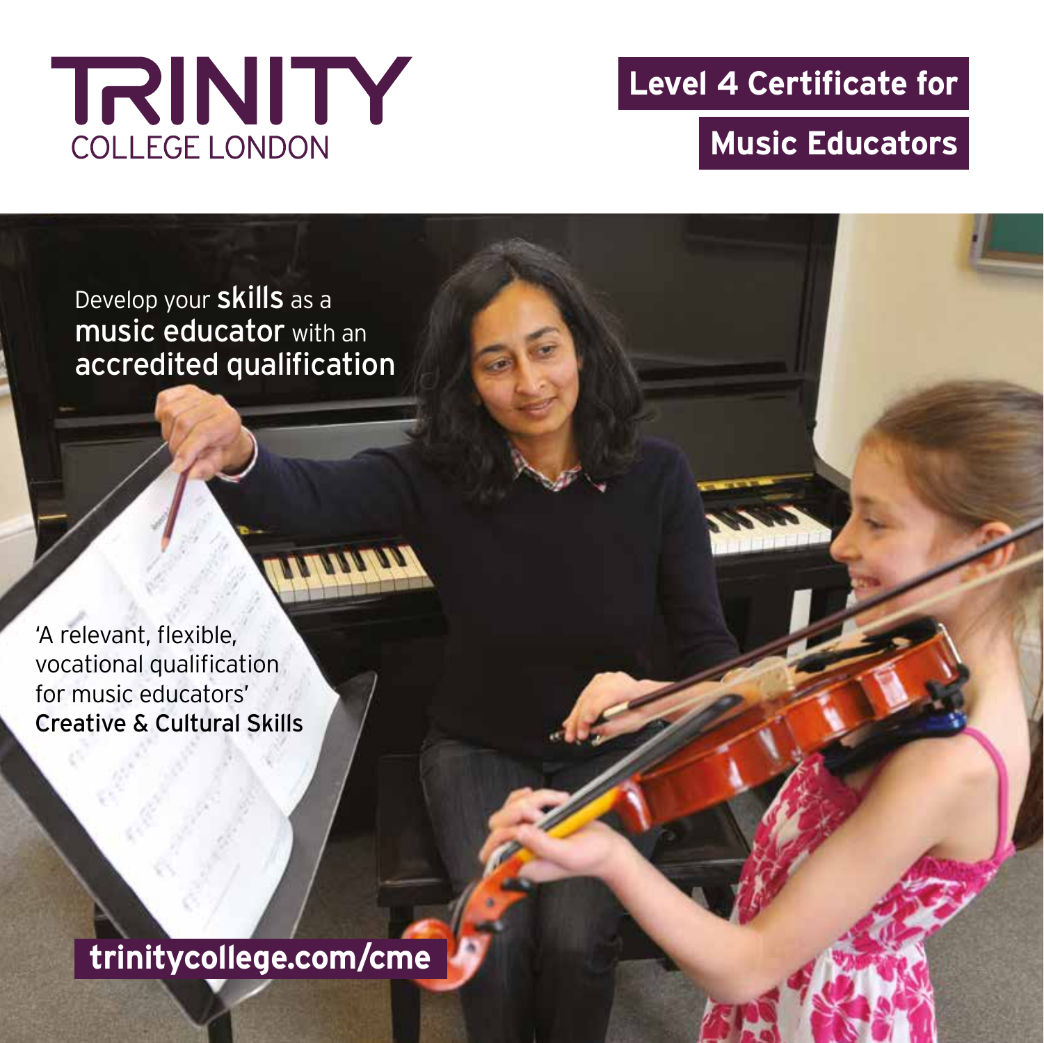TRINITY
COLLEGE LONDON

# Level 4 Certificate for Music Educators

Develop your **skills** as a **music educator** with an **accredited qualification**

'A relevant, flexible, vocational qualification for music educators'
**Creative & Cultural Skills**

**trinitycollege.com/cme**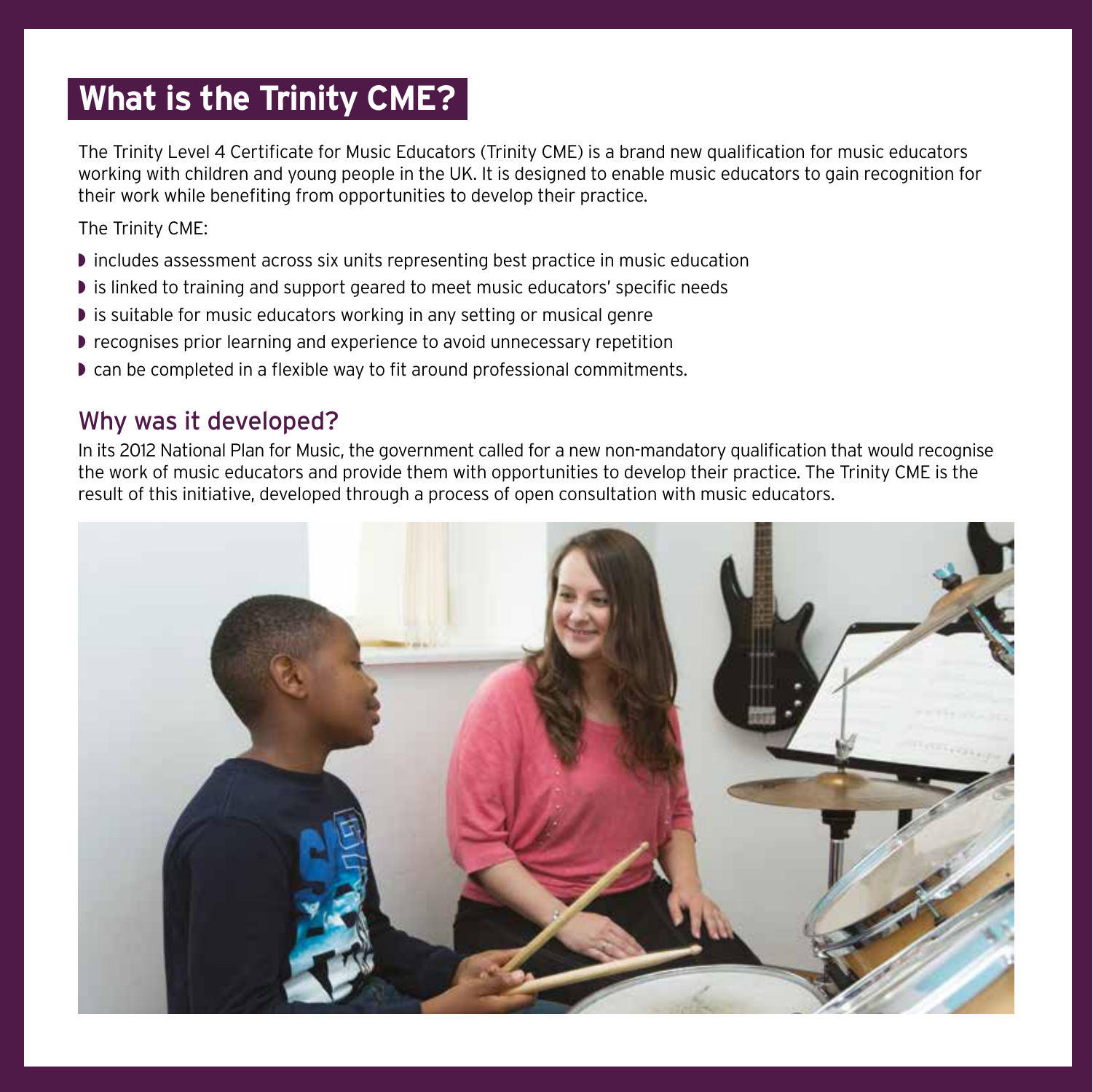# What is the Trinity CME?

The Trinity Level 4 Certificate for Music Educators (Trinity CME) is a brand new qualification for music educators working with children and young people in the UK. It is designed to enable music educators to gain recognition for their work while benefiting from opportunities to develop their practice.

The Trinity CME:

- includes assessment across six units representing best practice in music education
- is linked to training and support geared to meet music educators' specific needs
- is suitable for music educators working in any setting or musical genre
- recognises prior learning and experience to avoid unnecessary repetition
- can be completed in a flexible way to fit around professional commitments.

## Why was it developed?

In its 2012 National Plan for Music, the government called for a new non-mandatory qualification that would recognise the work of music educators and provide them with opportunities to develop their practice. The Trinity CME is the result of this initiative, developed through a process of open consultation with music educators.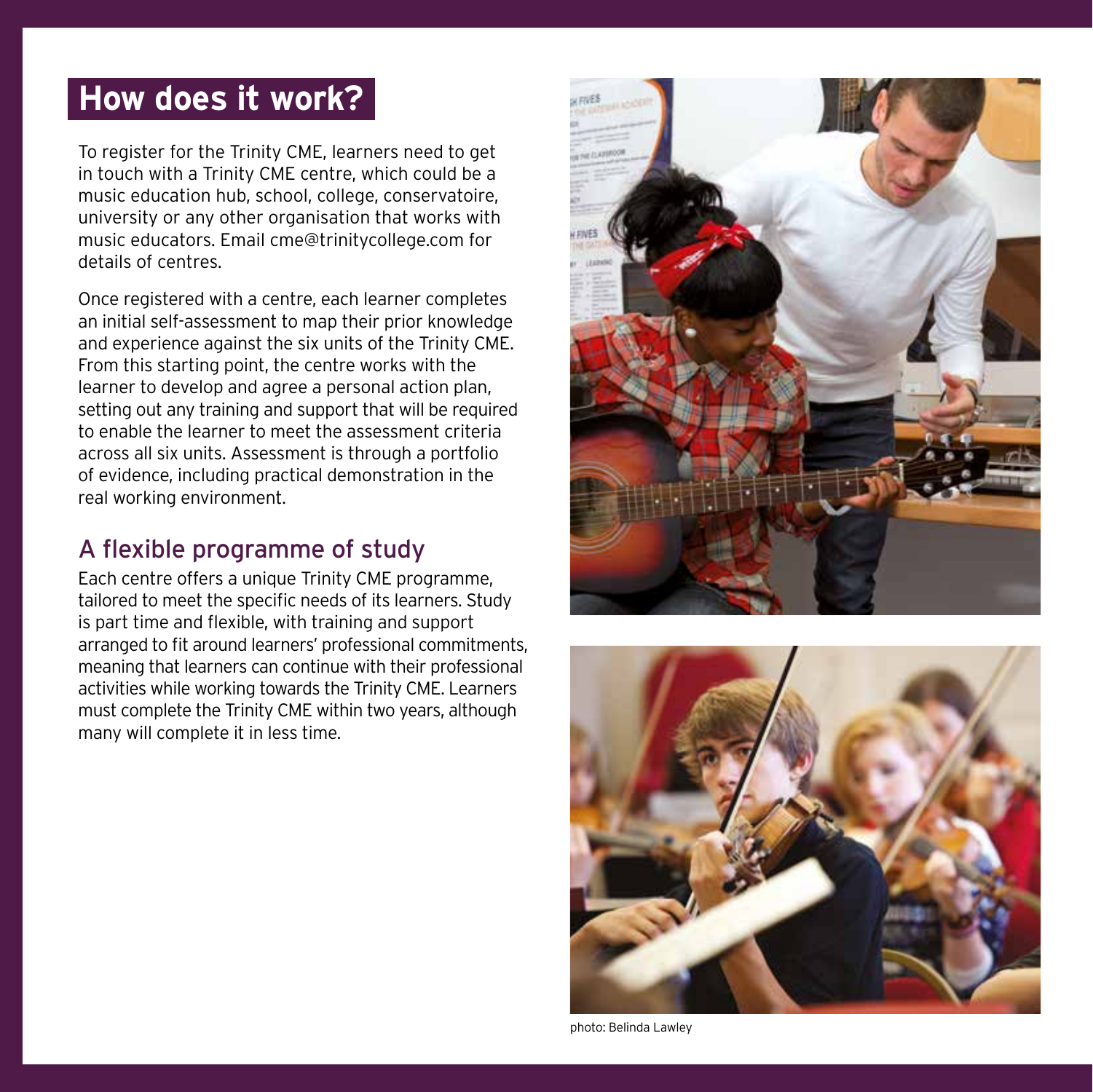# How does it work?

To register for the Trinity CME, learners need to get in touch with a Trinity CME centre, which could be a music education hub, school, college, conservatoire, university or any other organisation that works with music educators. Email cme@trinitycollege.com for details of centres.

Once registered with a centre, each learner completes an initial self-assessment to map their prior knowledge and experience against the six units of the Trinity CME. From this starting point, the centre works with the learner to develop and agree a personal action plan, setting out any training and support that will be required to enable the learner to meet the assessment criteria across all six units. Assessment is through a portfolio of evidence, including practical demonstration in the real working environment.

## A flexible programme of study

Each centre offers a unique Trinity CME programme, tailored to meet the specific needs of its learners. Study is part time and flexible, with training and support arranged to fit around learners' professional commitments, meaning that learners can continue with their professional activities while working towards the Trinity CME. Learners must complete the Trinity CME within two years, although many will complete it in less time.

photo: Belinda Lawley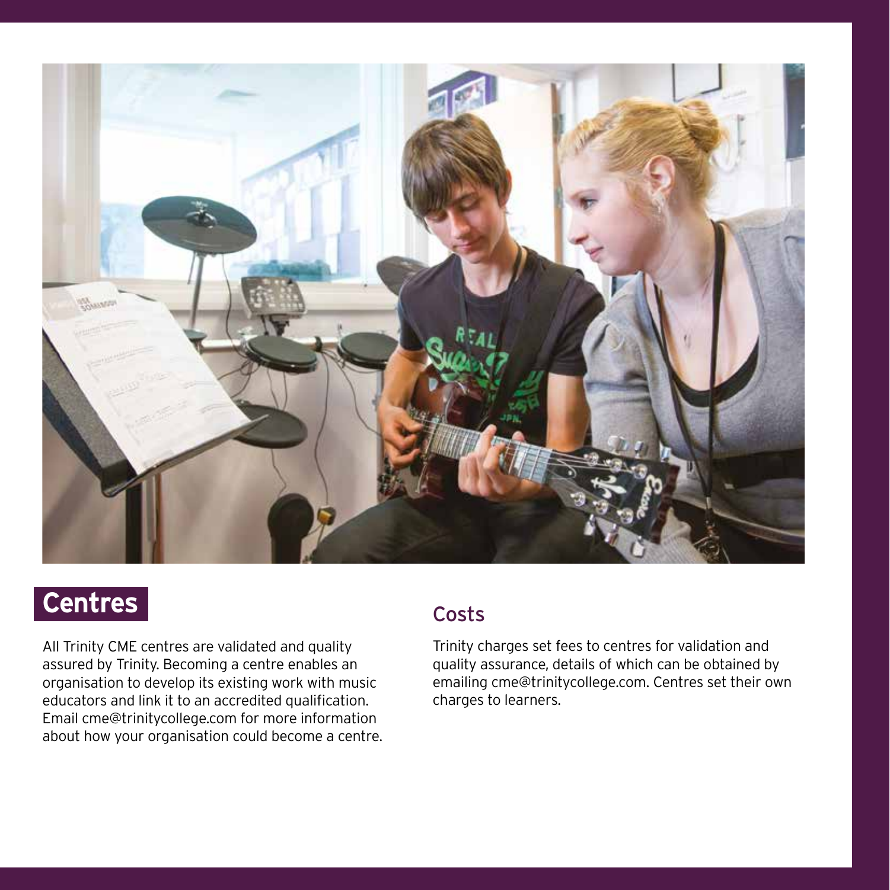## Centres

All Trinity CME centres are validated and quality assured by Trinity. Becoming a centre enables an organisation to develop its existing work with music educators and link it to an accredited qualification. Email cme@trinitycollege.com for more information about how your organisation could become a centre.

### Costs

Trinity charges set fees to centres for validation and quality assurance, details of which can be obtained by emailing cme@trinitycollege.com. Centres set their own charges to learners.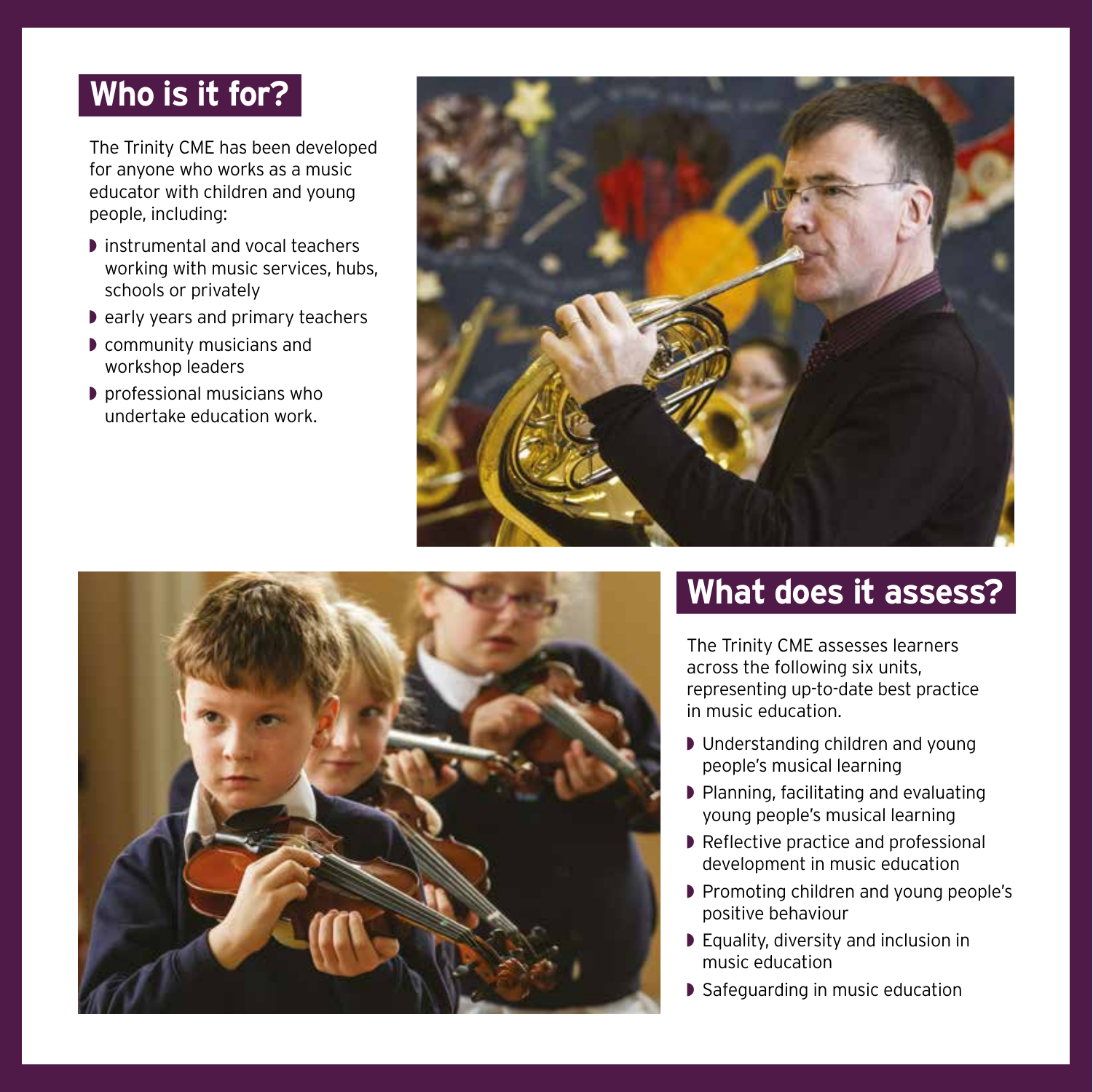## Who is it for?

The Trinity CME has been developed for anyone who works as a music educator with children and young people, including:

- instrumental and vocal teachers working with music services, hubs, schools or privately
- early years and primary teachers
- community musicians and workshop leaders
- professional musicians who undertake education work.

## What does it assess?

The Trinity CME assesses learners across the following six units, representing up-to-date best practice in music education.

- Understanding children and young people's musical learning
- Planning, facilitating and evaluating young people's musical learning
- Reflective practice and professional development in music education
- Promoting children and young people's positive behaviour
- Equality, diversity and inclusion in music education
- Safeguarding in music education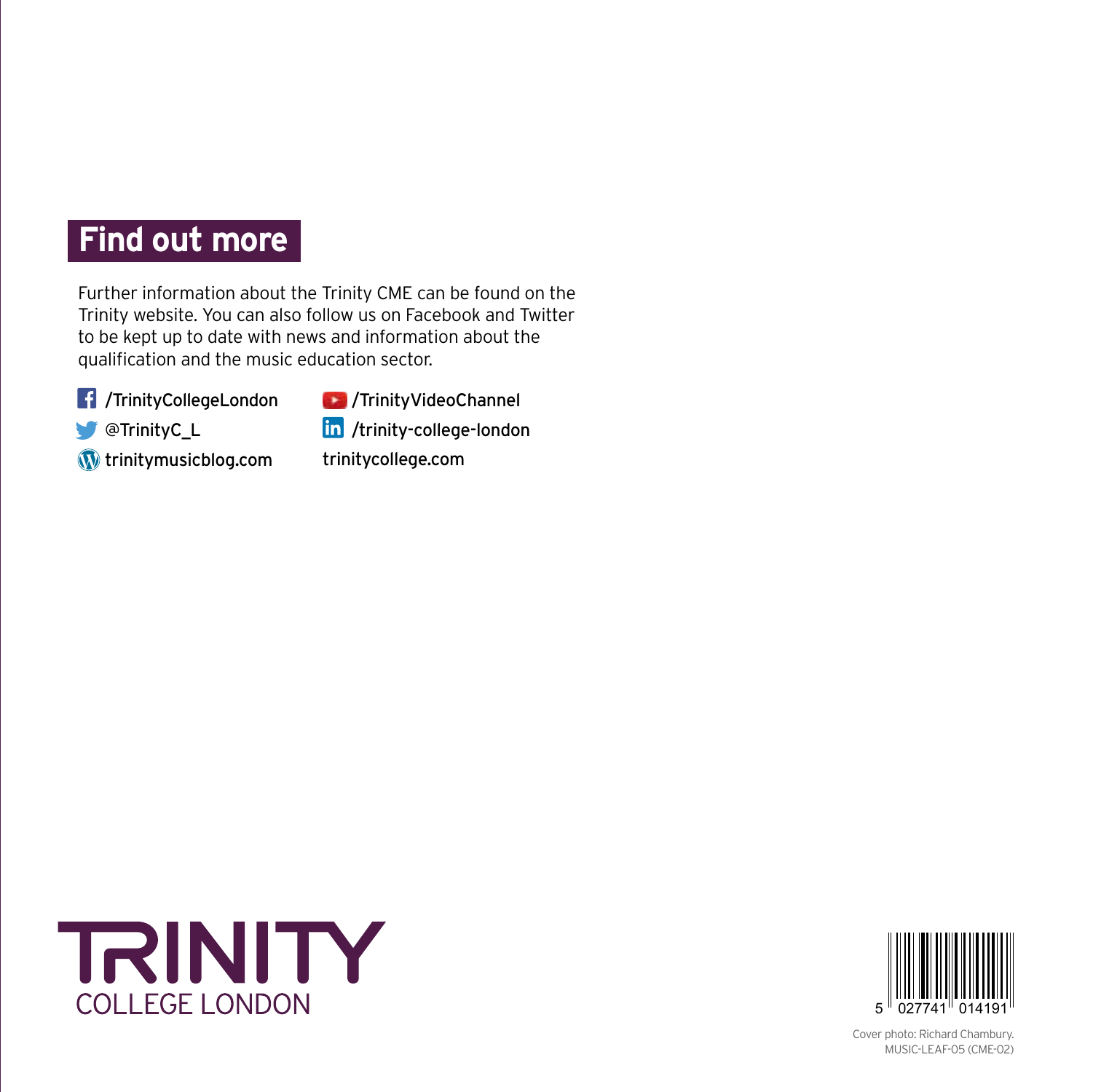## Find out more

Further information about the Trinity CME can be found on the Trinity website. You can also follow us on Facebook and Twitter to be kept up to date with news and information about the qualification and the music education sector.

/TrinityCollegeLondon

@TrinityC_L

trinitymusicblog.com

/TrinityVideoChannel

/trinity-college-london

trinitycollege.com

TRINITY
COLLEGE LONDON

5 027741 014191

Cover photo: Richard Chambury.
MUSIC-LEAF-05 (CME-02)